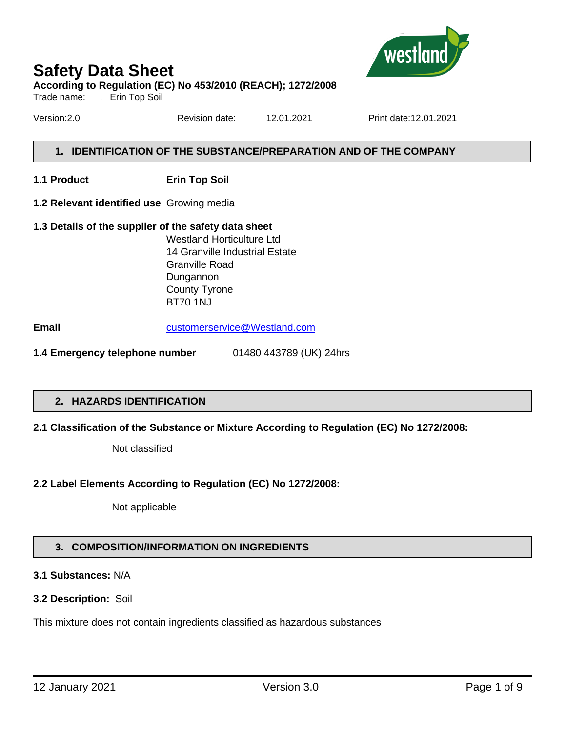# Safety Data Sheet

**According to Regulation (EC) No 453/2010 (REACH); 1272/2008**

Trade name: . Erin Top Soil

Version:2.0 Revision date: 12.01.2021 Print date:12.01.2021

## 1. IDENTIFICATION OF THE SUBSTANCE/PREPARATION AND OF THE COMPANY

**1.1 Product** **Erin Top Soil**

**1.2 Relevant identified use** Growing media

**1.3 Details of the supplier of the safety data sheet**

Westland Horticulture Ltd
14 Granville Industrial Estate
Granville Road
Dungannon
County Tyrone
BT70 1NJ

**Email** customerservice@Westland.com

**1.4 Emergency telephone number** 01480 443789 (UK) 24hrs

## 2. HAZARDS IDENTIFICATION

**2.1 Classification of the Substance or Mixture According to Regulation (EC) No 1272/2008:**

Not classified

**2.2 Label Elements According to Regulation (EC) No 1272/2008:**

Not applicable

## 3. COMPOSITION/INFORMATION ON INGREDIENTS

**3.1 Substances:** N/A

**3.2 Description:** Soil

This mixture does not contain ingredients classified as hazardous substances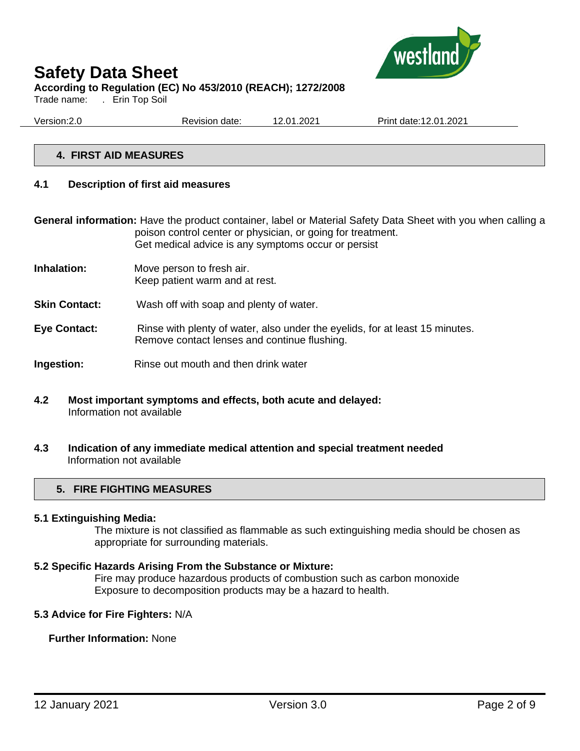## 4. FIRST AID MEASURES

### 4.1 Description of first aid measures

**General information:** Have the product container, label or Material Safety Data Sheet with you when calling a poison control center or physician, or going for treatment.
Get medical advice is any symptoms occur or persist

**Inhalation:** Move person to fresh air.
Keep patient warm and at rest.

**Skin Contact:** Wash off with soap and plenty of water.

**Eye Contact:** Rinse with plenty of water, also under the eyelids, for at least 15 minutes.
Remove contact lenses and continue flushing.

**Ingestion:** Rinse out mouth and then drink water

### 4.2 Most important symptoms and effects, both acute and delayed:

Information not available

### 4.3 Indication of any immediate medical attention and special treatment needed

Information not available

## 5. FIRE FIGHTING MEASURES

### 5.1 Extinguishing Media:

The mixture is not classified as flammable as such extinguishing media should be chosen as appropriate for surrounding materials.

### 5.2 Specific Hazards Arising From the Substance or Mixture:

Fire may produce hazardous products of combustion such as carbon monoxide
Exposure to decomposition products may be a hazard to health.

**5.3 Advice for Fire Fighters:** N/A

**Further Information:** None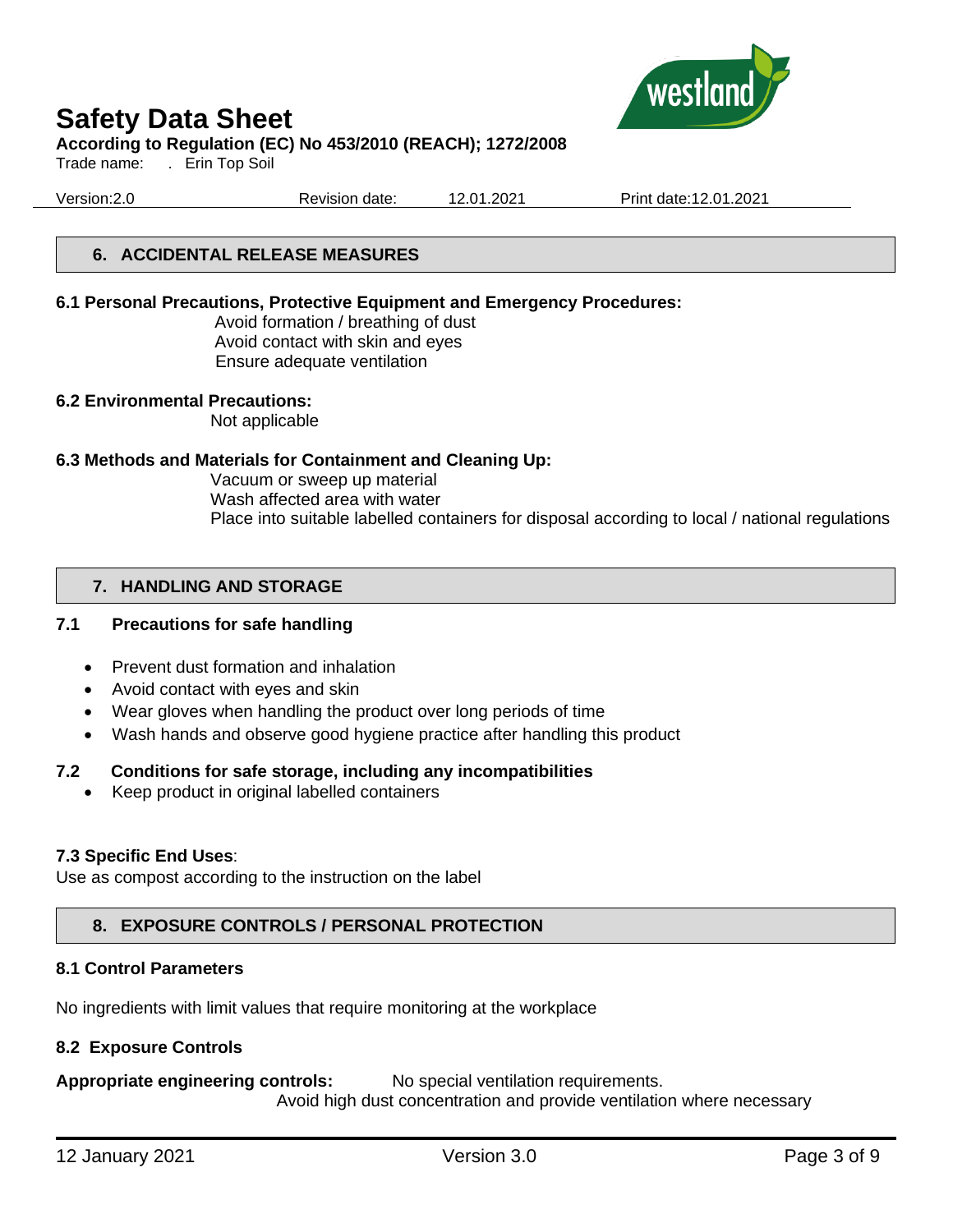## 6. ACCIDENTAL RELEASE MEASURES

**6.1 Personal Precautions, Protective Equipment and Emergency Procedures:**

Avoid formation / breathing of dust
Avoid contact with skin and eyes
Ensure adequate ventilation

**6.2 Environmental Precautions:**

Not applicable

**6.3 Methods and Materials for Containment and Cleaning Up:**

Vacuum or sweep up material
Wash affected area with water
Place into suitable labelled containers for disposal according to local / national regulations

## 7. HANDLING AND STORAGE

### 7.1 Precautions for safe handling

- Prevent dust formation and inhalation
- Avoid contact with eyes and skin
- Wear gloves when handling the product over long periods of time
- Wash hands and observe good hygiene practice after handling this product

### 7.2 Conditions for safe storage, including any incompatibilities

- Keep product in original labelled containers

**7.3 Specific End Uses**:

Use as compost according to the instruction on the label

## 8. EXPOSURE CONTROLS / PERSONAL PROTECTION

### 8.1 Control Parameters

No ingredients with limit values that require monitoring at the workplace

### 8.2 Exposure Controls

**Appropriate engineering controls:** No special ventilation requirements.
Avoid high dust concentration and provide ventilation where necessary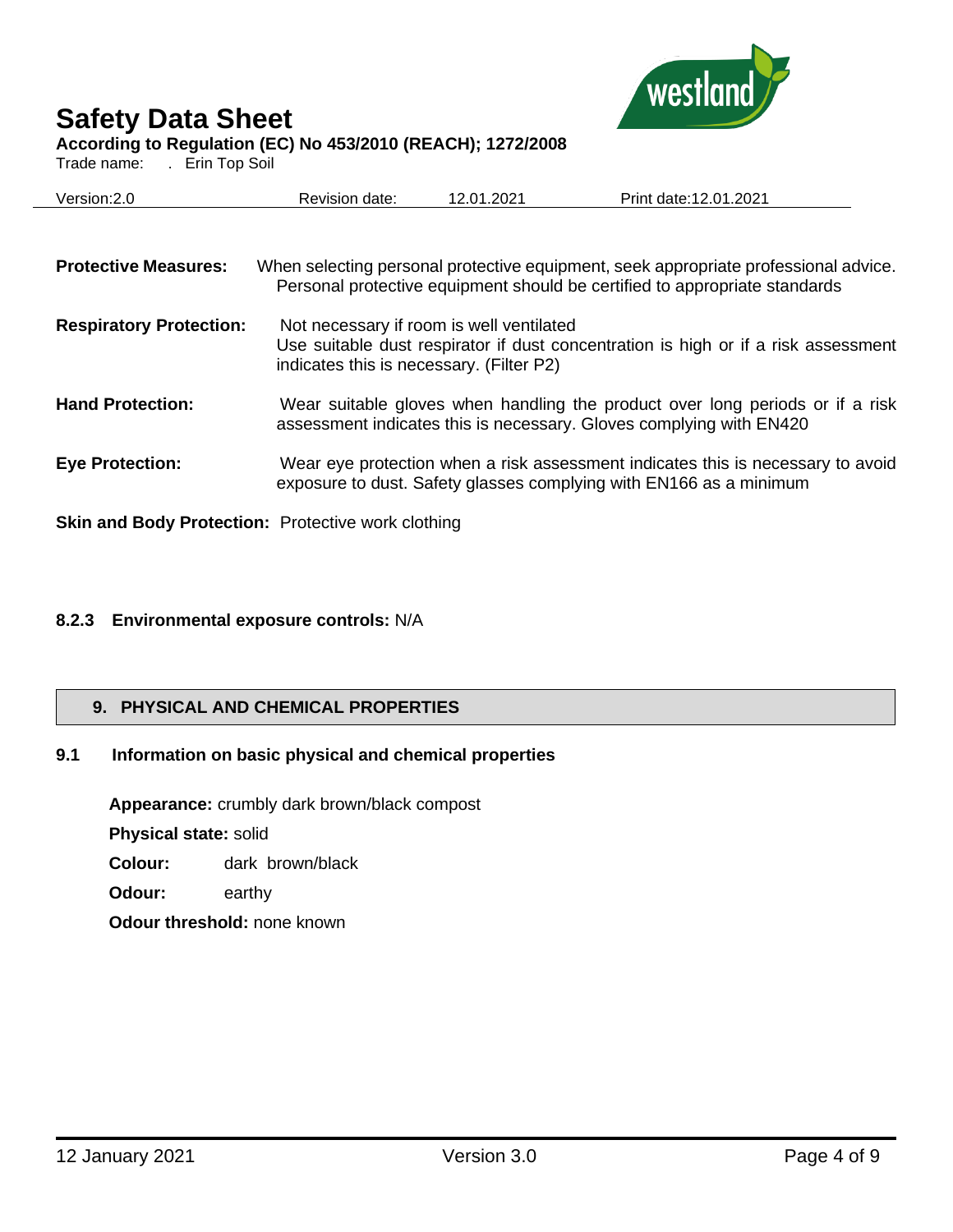**Protective Measures:** When selecting personal protective equipment, seek appropriate professional advice. Personal protective equipment should be certified to appropriate standards

**Respiratory Protection:** Not necessary if room is well ventilated
Use suitable dust respirator if dust concentration is high or if a risk assessment indicates this is necessary. (Filter P2)

**Hand Protection:** Wear suitable gloves when handling the product over long periods or if a risk assessment indicates this is necessary. Gloves complying with EN420

**Eye Protection:** Wear eye protection when a risk assessment indicates this is necessary to avoid exposure to dust. Safety glasses complying with EN166 as a minimum

**Skin and Body Protection:** Protective work clothing

### 8.2.3 Environmental exposure controls: N/A

## 9. PHYSICAL AND CHEMICAL PROPERTIES

### 9.1 Information on basic physical and chemical properties

**Appearance:** crumbly dark brown/black compost

**Physical state:** solid

**Colour:** dark brown/black

**Odour:** earthy

**Odour threshold:** none known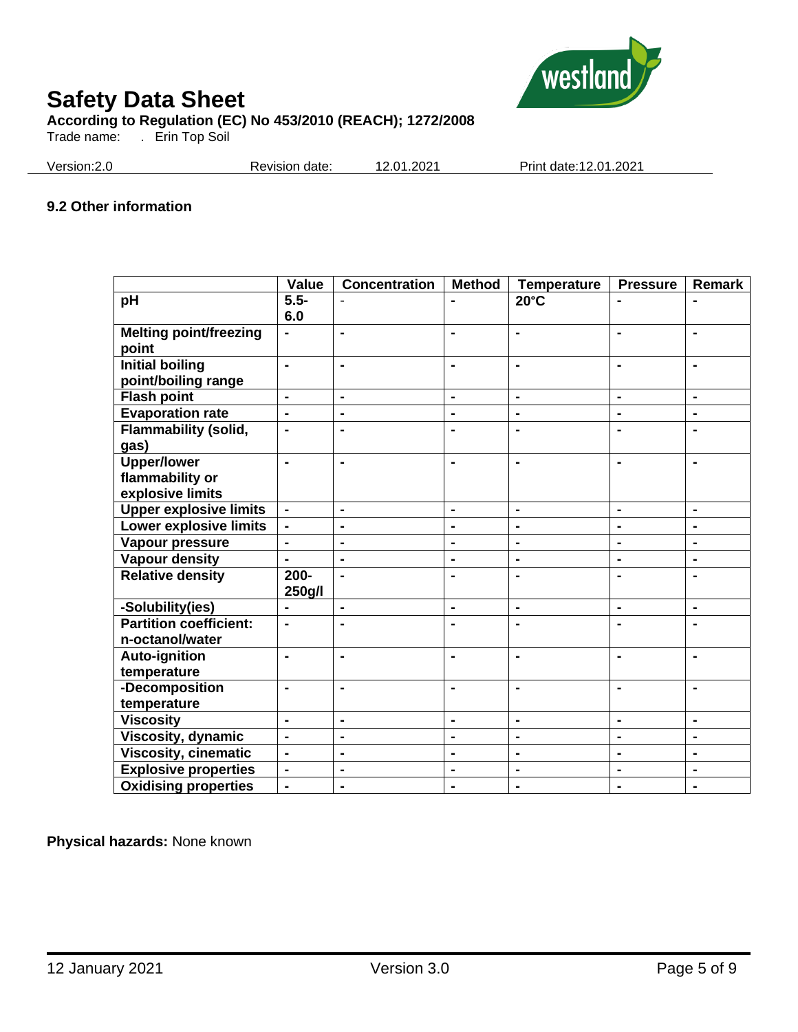### 9.2 Other information

| | Value | Concentration | Method | Temperature | Pressure | Remark |
|---|---|---|---|---|---|---|
| **pH** | **5.5-6.0** | - | - | **20°C** | - | - |
| **Melting point/freezing point** | - | - | - | - | - | - |
| **Initial boiling point/boiling range** | - | - | - | - | - | - |
| **Flash point** | - | - | - | - | - | - |
| **Evaporation rate** | - | - | - | - | - | - |
| **Flammability (solid, gas)** | - | - | - | - | - | - |
| **Upper/lower flammability or explosive limits** | - | - | - | - | - | - |
| **Upper explosive limits** | - | - | - | - | - | - |
| **Lower explosive limits** | - | - | - | - | - | - |
| **Vapour pressure** | - | - | - | - | - | - |
| **Vapour density** | - | - | - | - | - | - |
| **Relative density** | **200-250g/l** | - | - | - | - | - |
| **-Solubility(ies)** | - | - | - | - | - | - |
| **Partition coefficient: n-octanol/water** | - | - | - | - | - | - |
| **Auto-ignition temperature** | - | - | - | - | - | - |
| **-Decomposition temperature** | - | - | - | - | - | - |
| **Viscosity** | - | - | - | - | - | - |
| **Viscosity, dynamic** | - | - | - | - | - | - |
| **Viscosity, cinematic** | - | - | - | - | - | - |
| **Explosive properties** | - | - | - | - | - | - |
| **Oxidising properties** | - | - | - | - | - | - |

**Physical hazards:** None known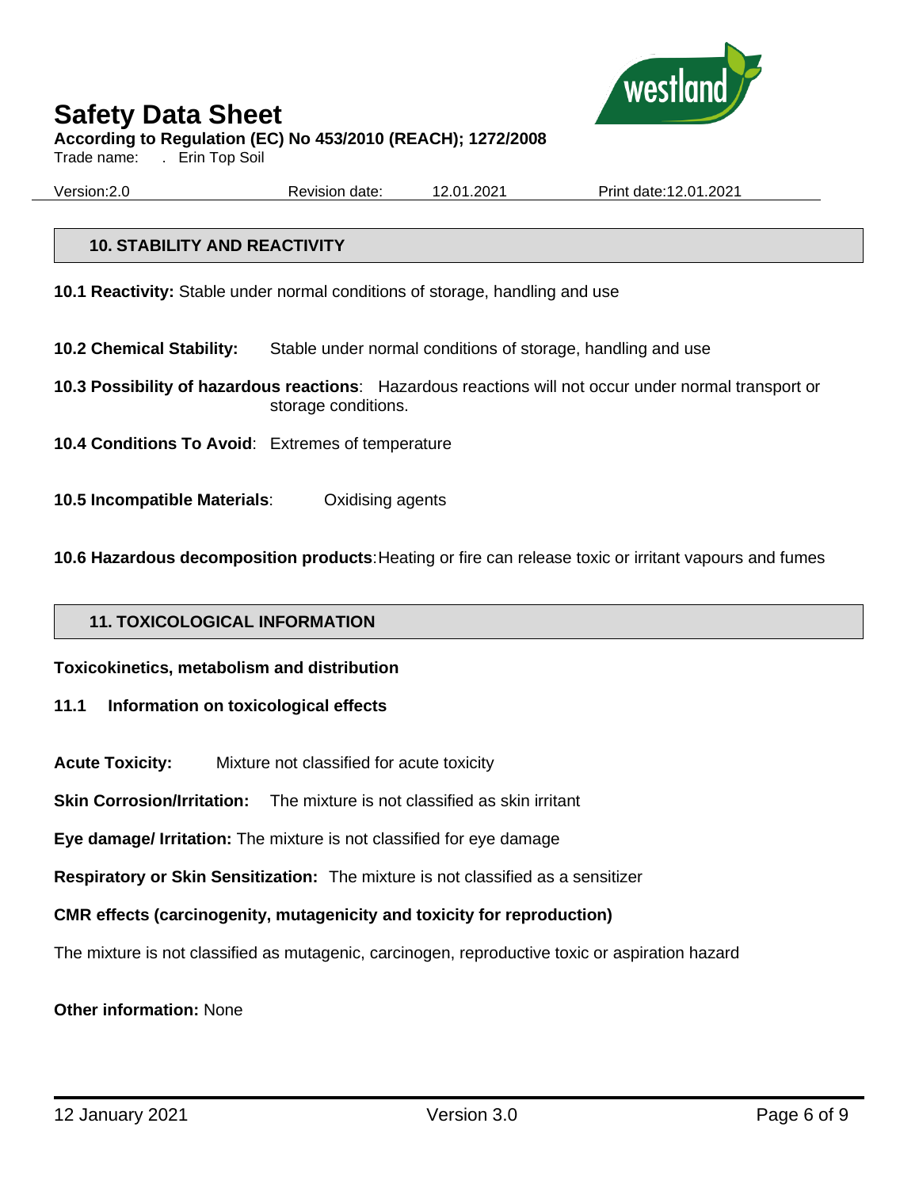## 10. STABILITY AND REACTIVITY

**10.1 Reactivity:** Stable under normal conditions of storage, handling and use

**10.2 Chemical Stability:** Stable under normal conditions of storage, handling and use

**10.3 Possibility of hazardous reactions**: Hazardous reactions will not occur under normal transport or storage conditions.

**10.4 Conditions To Avoid**: Extremes of temperature

**10.5 Incompatible Materials**: Oxidising agents

**10.6 Hazardous decomposition products**: Heating or fire can release toxic or irritant vapours and fumes

## 11. TOXICOLOGICAL INFORMATION

**Toxicokinetics, metabolism and distribution**

**11.1 Information on toxicological effects**

**Acute Toxicity:** Mixture not classified for acute toxicity

**Skin Corrosion/Irritation:** The mixture is not classified as skin irritant

**Eye damage/ Irritation:** The mixture is not classified for eye damage

**Respiratory or Skin Sensitization:** The mixture is not classified as a sensitizer

**CMR effects (carcinogenity, mutagenicity and toxicity for reproduction)**

The mixture is not classified as mutagenic, carcinogen, reproductive toxic or aspiration hazard

**Other information:** None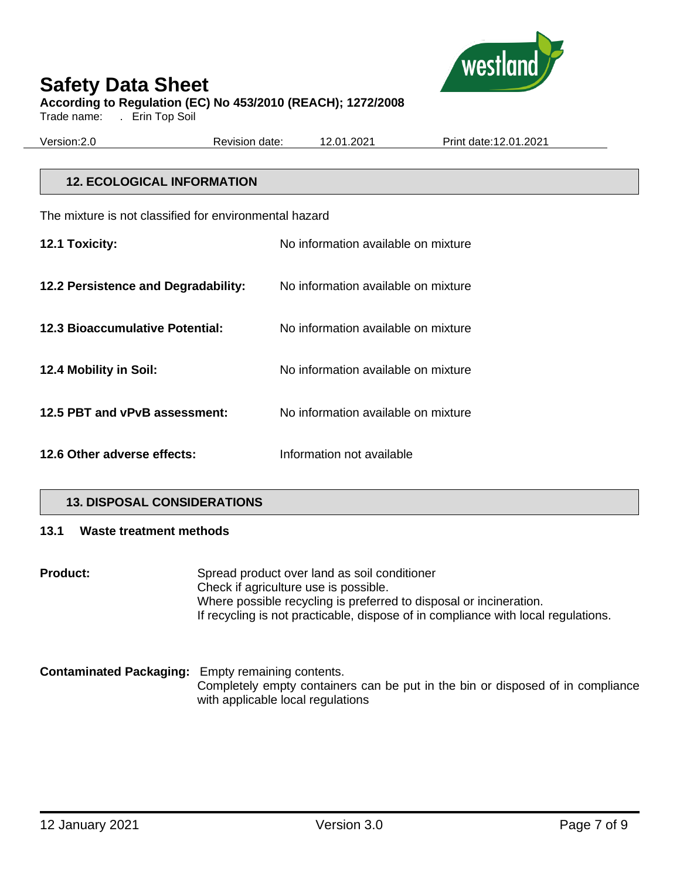## 12. ECOLOGICAL INFORMATION

The mixture is not classified for environmental hazard

**12.1 Toxicity:** No information available on mixture

**12.2 Persistence and Degradability:** No information available on mixture

**12.3 Bioaccumulative Potential:** No information available on mixture

**12.4 Mobility in Soil:** No information available on mixture

**12.5 PBT and vPvB assessment:** No information available on mixture

**12.6 Other adverse effects:** Information not available

## 13. DISPOSAL CONSIDERATIONS

### 13.1 Waste treatment methods

**Product:** Spread product over land as soil conditioner
Check if agriculture use is possible.
Where possible recycling is preferred to disposal or incineration.
If recycling is not practicable, dispose of in compliance with local regulations.

**Contaminated Packaging:** Empty remaining contents.
Completely empty containers can be put in the bin or disposed of in compliance with applicable local regulations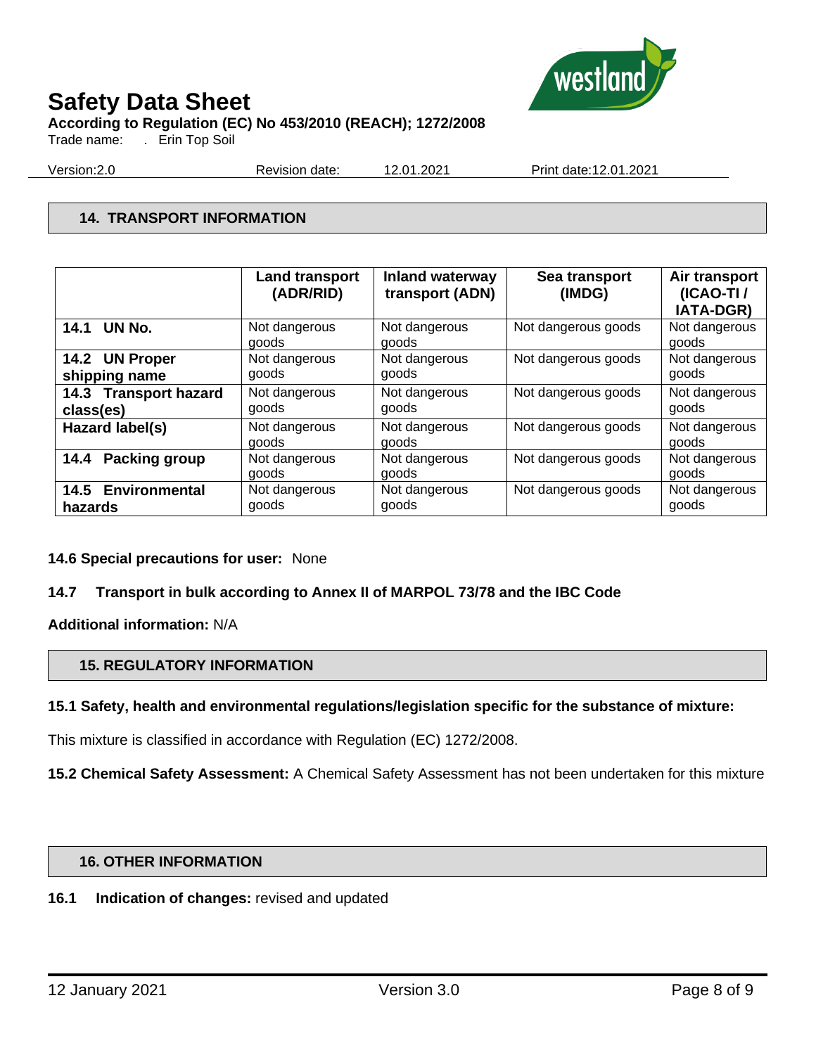## 14. TRANSPORT INFORMATION

| | Land transport (ADR/RID) | Inland waterway transport (ADN) | Sea transport (IMDG) | Air transport (ICAO-TI / IATA-DGR) |
|---|---|---|---|---|
| **14.1 UN No.** | Not dangerous goods | Not dangerous goods | Not dangerous goods | Not dangerous goods |
| **14.2 UN Proper shipping name** | Not dangerous goods | Not dangerous goods | Not dangerous goods | Not dangerous goods |
| **14.3 Transport hazard class(es)** | Not dangerous goods | Not dangerous goods | Not dangerous goods | Not dangerous goods |
| **Hazard label(s)** | Not dangerous goods | Not dangerous goods | Not dangerous goods | Not dangerous goods |
| **14.4 Packing group** | Not dangerous goods | Not dangerous goods | Not dangerous goods | Not dangerous goods |
| **14.5 Environmental hazards** | Not dangerous goods | Not dangerous goods | Not dangerous goods | Not dangerous goods |

**14.6 Special precautions for user:** None

**14.7 Transport in bulk according to Annex II of MARPOL 73/78 and the IBC Code**

**Additional information:** N/A

## 15. REGULATORY INFORMATION

**15.1 Safety, health and environmental regulations/legislation specific for the substance of mixture:**

This mixture is classified in accordance with Regulation (EC) 1272/2008.

**15.2 Chemical Safety Assessment:** A Chemical Safety Assessment has not been undertaken for this mixture

## 16. OTHER INFORMATION

**16.1 Indication of changes:** revised and updated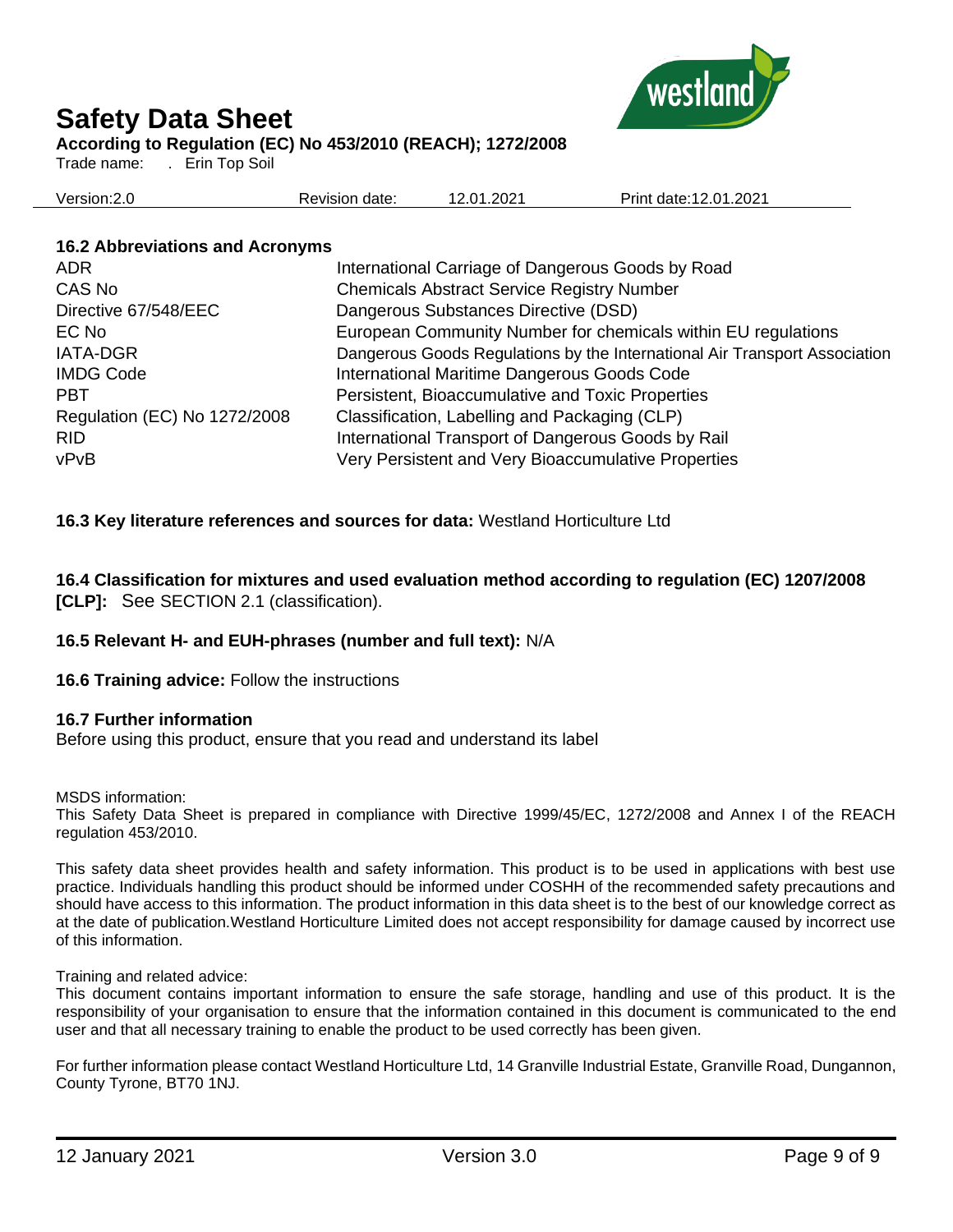### 16.2 Abbreviations and Acronyms

| | |
|---|---|
| ADR | International Carriage of Dangerous Goods by Road |
| CAS No | Chemicals Abstract Service Registry Number |
| Directive 67/548/EEC | Dangerous Substances Directive (DSD) |
| EC No | European Community Number for chemicals within EU regulations |
| IATA-DGR | Dangerous Goods Regulations by the International Air Transport Association |
| IMDG Code | International Maritime Dangerous Goods Code |
| PBT | Persistent, Bioaccumulative and Toxic Properties |
| Regulation (EC) No 1272/2008 | Classification, Labelling and Packaging (CLP) |
| RID | International Transport of Dangerous Goods by Rail |
| vPvB | Very Persistent and Very Bioaccumulative Properties |

**16.3 Key literature references and sources for data:** Westland Horticulture Ltd

**16.4 Classification for mixtures and used evaluation method according to regulation (EC) 1207/2008 [CLP]:** See SECTION 2.1 (classification).

**16.5 Relevant H- and EUH-phrases (number and full text):** N/A

**16.6 Training advice:** Follow the instructions

### 16.7 Further information

Before using this product, ensure that you read and understand its label

MSDS information:
This Safety Data Sheet is prepared in compliance with Directive 1999/45/EC, 1272/2008 and Annex I of the REACH regulation 453/2010.

This safety data sheet provides health and safety information. This product is to be used in applications with best use practice. Individuals handling this product should be informed under COSHH of the recommended safety precautions and should have access to this information. The product information in this data sheet is to the best of our knowledge correct as at the date of publication.Westland Horticulture Limited does not accept responsibility for damage caused by incorrect use of this information.

Training and related advice:
This document contains important information to ensure the safe storage, handling and use of this product. It is the responsibility of your organisation to ensure that the information contained in this document is communicated to the end user and that all necessary training to enable the product to be used correctly has been given.

For further information please contact Westland Horticulture Ltd, 14 Granville Industrial Estate, Granville Road, Dungannon, County Tyrone, BT70 1NJ.